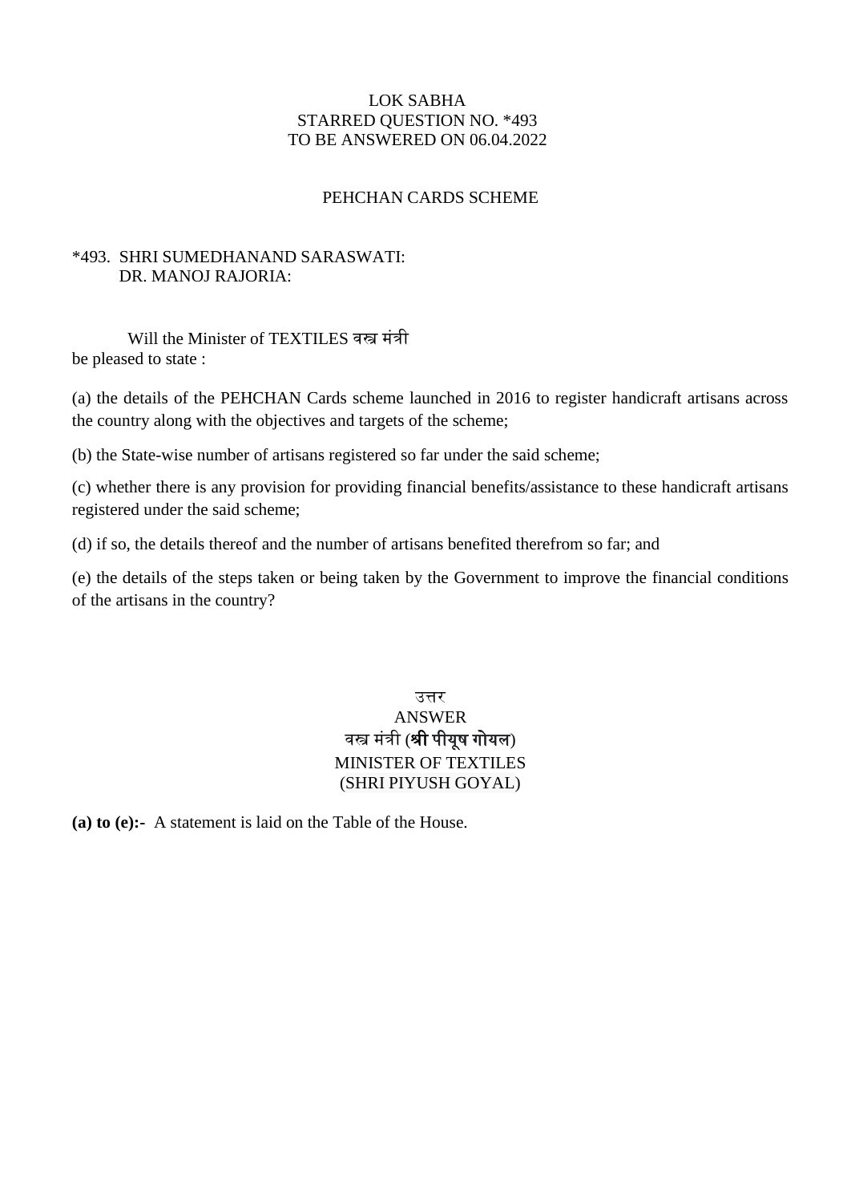LOK SABHA
STARRED QUESTION NO. *493
TO BE ANSWERED ON 06.04.2022

# PEHCHAN CARDS SCHEME

*493. SHRI SUMEDHANAND SARASWATI:
DR. MANOJ RAJORIA:

Will the Minister of TEXTILES वस्त्र मंत्री
be pleased to state :

(a) the details of the PEHCHAN Cards scheme launched in 2016 to register handicraft artisans across the country along with the objectives and targets of the scheme;

(b) the State-wise number of artisans registered so far under the said scheme;

(c) whether there is any provision for providing financial benefits/assistance to these handicraft artisans registered under the said scheme;

(d) if so, the details thereof and the number of artisans benefited therefrom so far; and

(e) the details of the steps taken or being taken by the Government to improve the financial conditions of the artisans in the country?

उत्तर
ANSWER
वस्त्र मंत्री (**श्री पीयूष गोयल**)
MINISTER OF TEXTILES
(SHRI PIYUSH GOYAL)

**(a) to (e):-** A statement is laid on the Table of the House.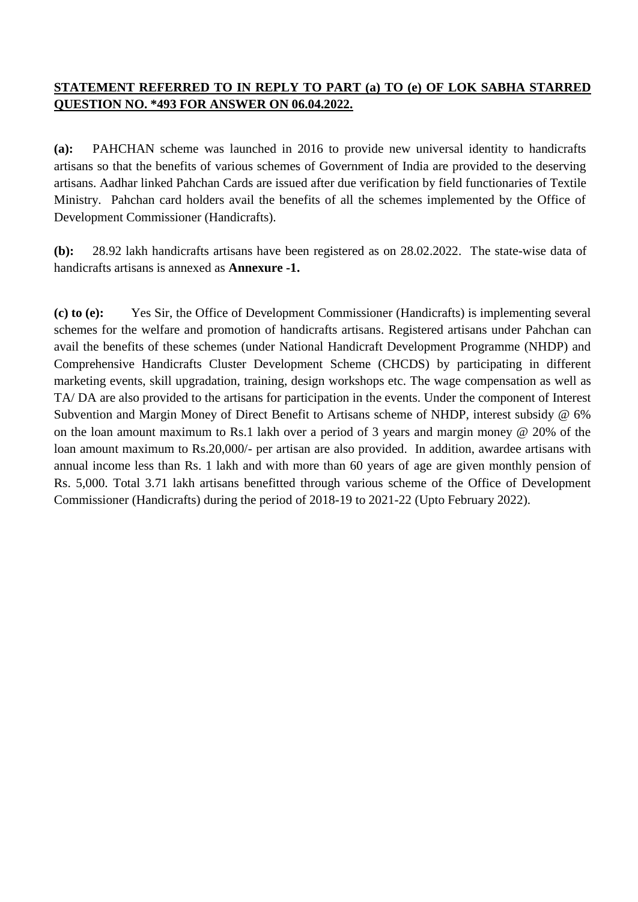**<u>STATEMENT REFERRED TO IN REPLY TO PART (a) TO (e) OF LOK SABHA STARRED QUESTION NO. *493 FOR ANSWER ON 06.04.2022.</u>**

**(a):** PAHCHAN scheme was launched in 2016 to provide new universal identity to handicrafts artisans so that the benefits of various schemes of Government of India are provided to the deserving artisans. Aadhar linked Pahchan Cards are issued after due verification by field functionaries of Textile Ministry. Pahchan card holders avail the benefits of all the schemes implemented by the Office of Development Commissioner (Handicrafts).

**(b):** 28.92 lakh handicrafts artisans have been registered as on 28.02.2022. The state-wise data of handicrafts artisans is annexed as **Annexure -1.**

**(c) to (e):** Yes Sir, the Office of Development Commissioner (Handicrafts) is implementing several schemes for the welfare and promotion of handicrafts artisans. Registered artisans under Pahchan can avail the benefits of these schemes (under National Handicraft Development Programme (NHDP) and Comprehensive Handicrafts Cluster Development Scheme (CHCDS) by participating in different marketing events, skill upgradation, training, design workshops etc. The wage compensation as well as TA/ DA are also provided to the artisans for participation in the events. Under the component of Interest Subvention and Margin Money of Direct Benefit to Artisans scheme of NHDP, interest subsidy @ 6% on the loan amount maximum to Rs.1 lakh over a period of 3 years and margin money @ 20% of the loan amount maximum to Rs.20,000/- per artisan are also provided. In addition, awardee artisans with annual income less than Rs. 1 lakh and with more than 60 years of age are given monthly pension of Rs. 5,000. Total 3.71 lakh artisans benefitted through various scheme of the Office of Development Commissioner (Handicrafts) during the period of 2018-19 to 2021-22 (Upto February 2022).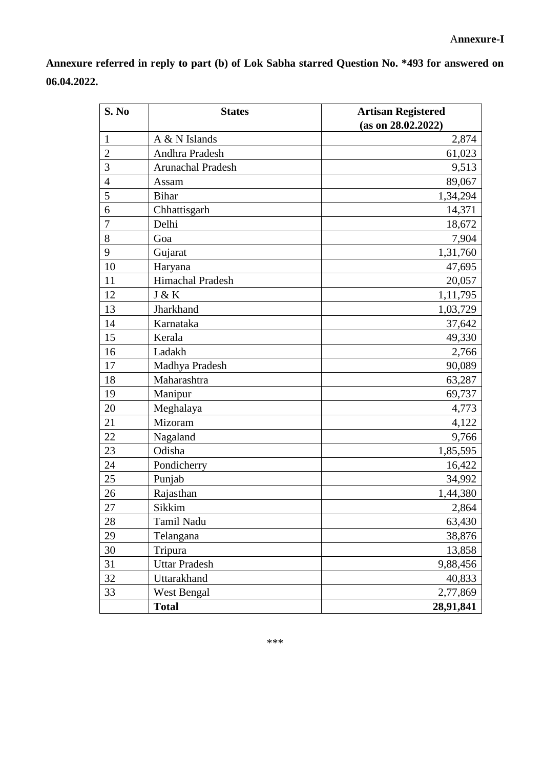**Annexure-I**

**Annexure referred in reply to part (b) of Lok Sabha starred Question No. *493 for answered on 06.04.2022.**

| S. No | States | Artisan Registered (as on 28.02.2022) |
|---|---|---|
| 1 | A & N Islands | 2,874 |
| 2 | Andhra Pradesh | 61,023 |
| 3 | Arunachal Pradesh | 9,513 |
| 4 | Assam | 89,067 |
| 5 | Bihar | 1,34,294 |
| 6 | Chhattisgarh | 14,371 |
| 7 | Delhi | 18,672 |
| 8 | Goa | 7,904 |
| 9 | Gujarat | 1,31,760 |
| 10 | Haryana | 47,695 |
| 11 | Himachal Pradesh | 20,057 |
| 12 | J & K | 1,11,795 |
| 13 | Jharkhand | 1,03,729 |
| 14 | Karnataka | 37,642 |
| 15 | Kerala | 49,330 |
| 16 | Ladakh | 2,766 |
| 17 | Madhya Pradesh | 90,089 |
| 18 | Maharashtra | 63,287 |
| 19 | Manipur | 69,737 |
| 20 | Meghalaya | 4,773 |
| 21 | Mizoram | 4,122 |
| 22 | Nagaland | 9,766 |
| 23 | Odisha | 1,85,595 |
| 24 | Pondicherry | 16,422 |
| 25 | Punjab | 34,992 |
| 26 | Rajasthan | 1,44,380 |
| 27 | Sikkim | 2,864 |
| 28 | Tamil Nadu | 63,430 |
| 29 | Telangana | 38,876 |
| 30 | Tripura | 13,858 |
| 31 | Uttar Pradesh | 9,88,456 |
| 32 | Uttarakhand | 40,833 |
| 33 | West Bengal | 2,77,869 |
| | **Total** | **28,91,841** |

***